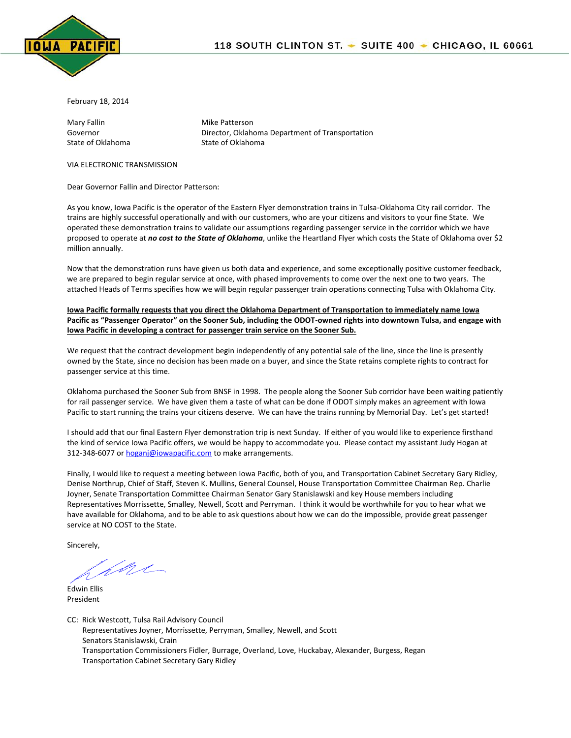IOWA PACIFIC

118 SOUTH CLINTON ST. ◆ SUITE 400 ◆ CHICAGO, IL 60661

February 18, 2014

Mary Fallin
Governor
State of Oklahoma

Mike Patterson
Director, Oklahoma Department of Transportation
State of Oklahoma

VIA ELECTRONIC TRANSMISSION

Dear Governor Fallin and Director Patterson:

As you know, Iowa Pacific is the operator of the Eastern Flyer demonstration trains in Tulsa-Oklahoma City rail corridor. The trains are highly successful operationally and with our customers, who are your citizens and visitors to your fine State. We operated these demonstration trains to validate our assumptions regarding passenger service in the corridor which we have proposed to operate at ***no cost to the State of Oklahoma***, unlike the Heartland Flyer which costs the State of Oklahoma over $2 million annually.

Now that the demonstration runs have given us both data and experience, and some exceptionally positive customer feedback, we are prepared to begin regular service at once, with phased improvements to come over the next one to two years. The attached Heads of Terms specifies how we will begin regular passenger train operations connecting Tulsa with Oklahoma City.

**Iowa Pacific formally requests that you direct the Oklahoma Department of Transportation to immediately name Iowa Pacific as "Passenger Operator" on the Sooner Sub, including the ODOT-owned rights into downtown Tulsa, and engage with Iowa Pacific in developing a contract for passenger train service on the Sooner Sub.**

We request that the contract development begin independently of any potential sale of the line, since the line is presently owned by the State, since no decision has been made on a buyer, and since the State retains complete rights to contract for passenger service at this time.

Oklahoma purchased the Sooner Sub from BNSF in 1998. The people along the Sooner Sub corridor have been waiting patiently for rail passenger service. We have given them a taste of what can be done if ODOT simply makes an agreement with Iowa Pacific to start running the trains your citizens deserve. We can have the trains running by Memorial Day. Let's get started!

I should add that our final Eastern Flyer demonstration trip is next Sunday. If either of you would like to experience firsthand the kind of service Iowa Pacific offers, we would be happy to accommodate you. Please contact my assistant Judy Hogan at 312-348-6077 or hoganj@iowapacific.com to make arrangements.

Finally, I would like to request a meeting between Iowa Pacific, both of you, and Transportation Cabinet Secretary Gary Ridley, Denise Northrup, Chief of Staff, Steven K. Mullins, General Counsel, House Transportation Committee Chairman Rep. Charlie Joyner, Senate Transportation Committee Chairman Senator Gary Stanislawski and key House members including Representatives Morrissette, Smalley, Newell, Scott and Perryman. I think it would be worthwhile for you to hear what we have available for Oklahoma, and to be able to ask questions about how we can do the impossible, provide great passenger service at NO COST to the State.

Sincerely,

Edwin Ellis
President

CC: Rick Westcott, Tulsa Rail Advisory Council
Representatives Joyner, Morrissette, Perryman, Smalley, Newell, and Scott
Senators Stanislawski, Crain
Transportation Commissioners Fidler, Burrage, Overland, Love, Huckabay, Alexander, Burgess, Regan
Transportation Cabinet Secretary Gary Ridley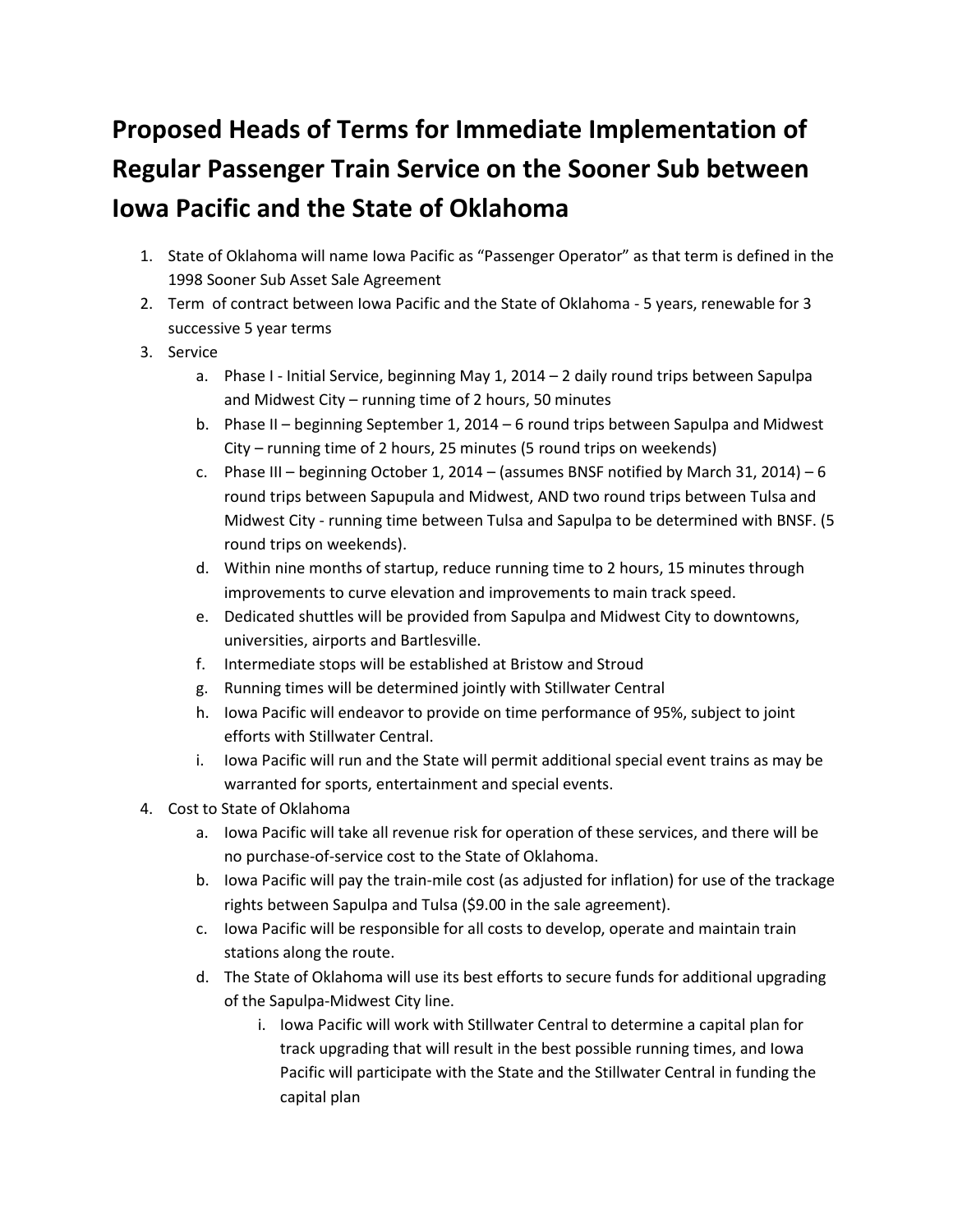# Proposed Heads of Terms for Immediate Implementation of Regular Passenger Train Service on the Sooner Sub between Iowa Pacific and the State of Oklahoma

1. State of Oklahoma will name Iowa Pacific as "Passenger Operator" as that term is defined in the 1998 Sooner Sub Asset Sale Agreement
2. Term of contract between Iowa Pacific and the State of Oklahoma - 5 years, renewable for 3 successive 5 year terms
3. Service
   a. Phase I - Initial Service, beginning May 1, 2014 – 2 daily round trips between Sapulpa and Midwest City – running time of 2 hours, 50 minutes
   b. Phase II – beginning September 1, 2014 – 6 round trips between Sapulpa and Midwest City – running time of 2 hours, 25 minutes (5 round trips on weekends)
   c. Phase III – beginning October 1, 2014 – (assumes BNSF notified by March 31, 2014) – 6 round trips between Sapupula and Midwest, AND two round trips between Tulsa and Midwest City - running time between Tulsa and Sapulpa to be determined with BNSF. (5 round trips on weekends).
   d. Within nine months of startup, reduce running time to 2 hours, 15 minutes through improvements to curve elevation and improvements to main track speed.
   e. Dedicated shuttles will be provided from Sapulpa and Midwest City to downtowns, universities, airports and Bartlesville.
   f. Intermediate stops will be established at Bristow and Stroud
   g. Running times will be determined jointly with Stillwater Central
   h. Iowa Pacific will endeavor to provide on time performance of 95%, subject to joint efforts with Stillwater Central.
   i. Iowa Pacific will run and the State will permit additional special event trains as may be warranted for sports, entertainment and special events.
4. Cost to State of Oklahoma
   a. Iowa Pacific will take all revenue risk for operation of these services, and there will be no purchase-of-service cost to the State of Oklahoma.
   b. Iowa Pacific will pay the train-mile cost (as adjusted for inflation) for use of the trackage rights between Sapulpa and Tulsa ($9.00 in the sale agreement).
   c. Iowa Pacific will be responsible for all costs to develop, operate and maintain train stations along the route.
   d. The State of Oklahoma will use its best efforts to secure funds for additional upgrading of the Sapulpa-Midwest City line.
      i. Iowa Pacific will work with Stillwater Central to determine a capital plan for track upgrading that will result in the best possible running times, and Iowa Pacific will participate with the State and the Stillwater Central in funding the capital plan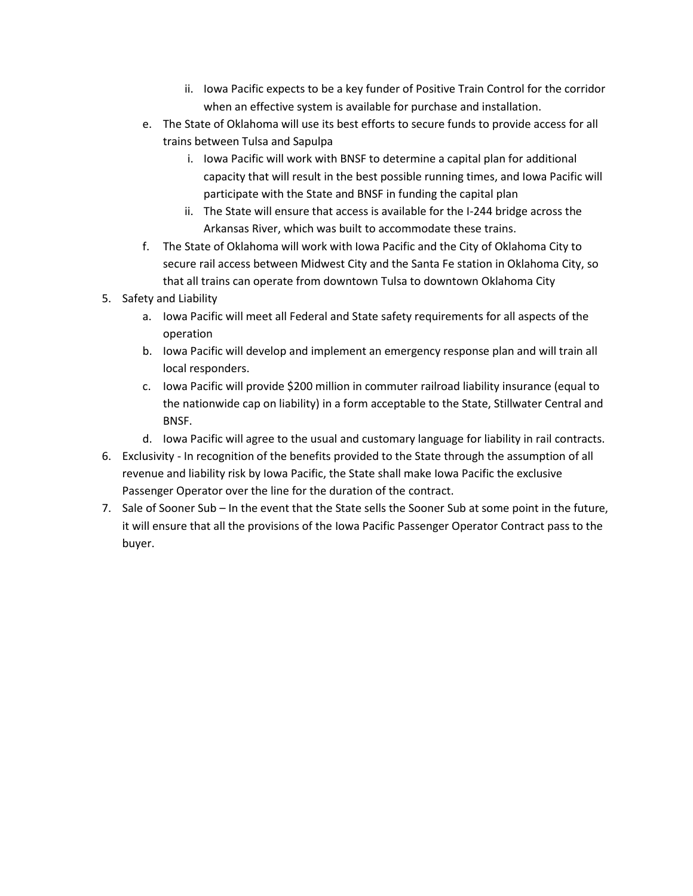ii. Iowa Pacific expects to be a key funder of Positive Train Control for the corridor when an effective system is available for purchase and installation.

   e. The State of Oklahoma will use its best efforts to secure funds to provide access for all trains between Tulsa and Sapulpa
      i. Iowa Pacific will work with BNSF to determine a capital plan for additional capacity that will result in the best possible running times, and Iowa Pacific will participate with the State and BNSF in funding the capital plan
      ii. The State will ensure that access is available for the I-244 bridge across the Arkansas River, which was built to accommodate these trains.
   f. The State of Oklahoma will work with Iowa Pacific and the City of Oklahoma City to secure rail access between Midwest City and the Santa Fe station in Oklahoma City, so that all trains can operate from downtown Tulsa to downtown Oklahoma City

5. Safety and Liability
   a. Iowa Pacific will meet all Federal and State safety requirements for all aspects of the operation
   b. Iowa Pacific will develop and implement an emergency response plan and will train all local responders.
   c. Iowa Pacific will provide $200 million in commuter railroad liability insurance (equal to the nationwide cap on liability) in a form acceptable to the State, Stillwater Central and BNSF.
   d. Iowa Pacific will agree to the usual and customary language for liability in rail contracts.
6. Exclusivity - In recognition of the benefits provided to the State through the assumption of all revenue and liability risk by Iowa Pacific, the State shall make Iowa Pacific the exclusive Passenger Operator over the line for the duration of the contract.
7. Sale of Sooner Sub – In the event that the State sells the Sooner Sub at some point in the future, it will ensure that all the provisions of the Iowa Pacific Passenger Operator Contract pass to the buyer.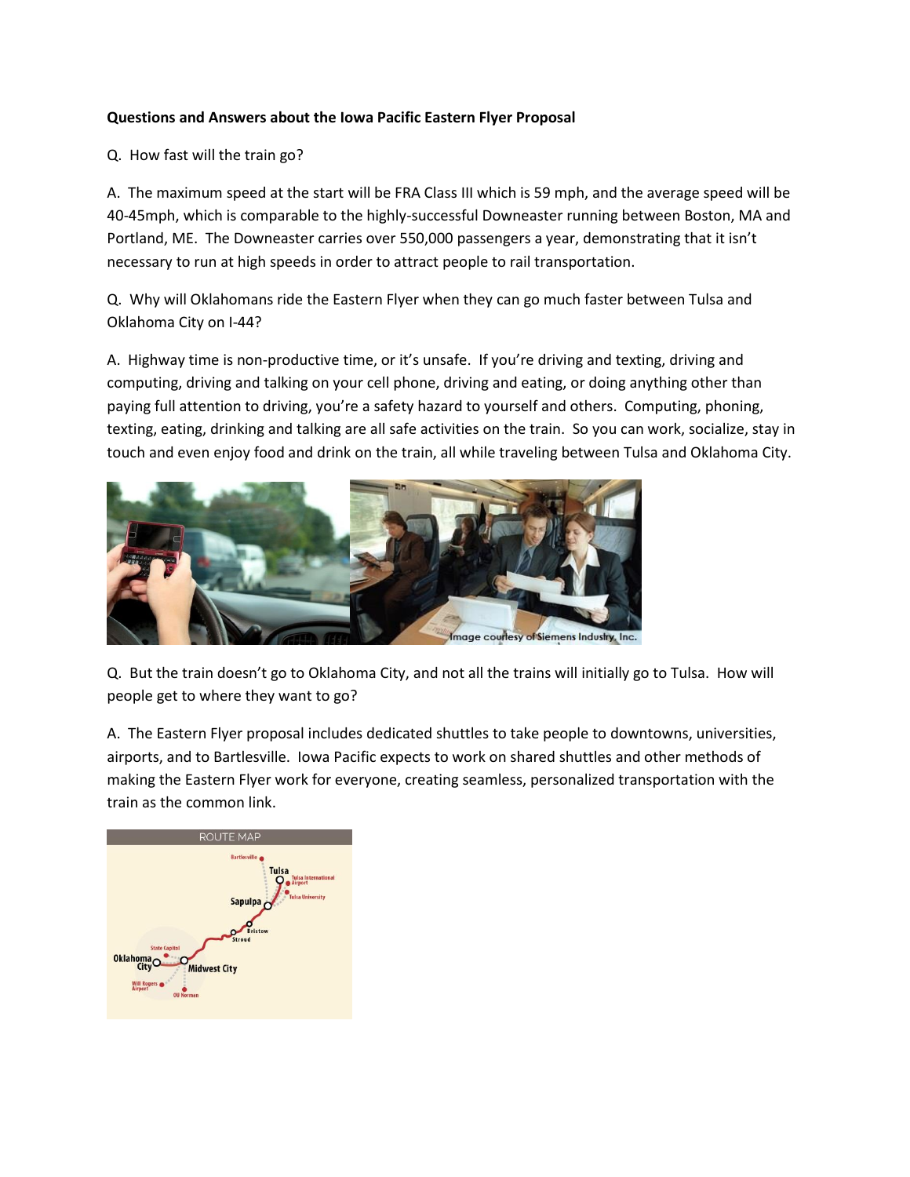**Questions and Answers about the Iowa Pacific Eastern Flyer Proposal**

Q. How fast will the train go?

A. The maximum speed at the start will be FRA Class III which is 59 mph, and the average speed will be 40-45mph, which is comparable to the highly-successful Downeaster running between Boston, MA and Portland, ME. The Downeaster carries over 550,000 passengers a year, demonstrating that it isn't necessary to run at high speeds in order to attract people to rail transportation.

Q. Why will Oklahomans ride the Eastern Flyer when they can go much faster between Tulsa and Oklahoma City on I-44?

A. Highway time is non-productive time, or it's unsafe. If you're driving and texting, driving and computing, driving and talking on your cell phone, driving and eating, or doing anything other than paying full attention to driving, you're a safety hazard to yourself and others. Computing, phoning, texting, eating, drinking and talking are all safe activities on the train. So you can work, socialize, stay in touch and even enjoy food and drink on the train, all while traveling between Tulsa and Oklahoma City.

Image courtesy of Siemens Industry, Inc.

Q. But the train doesn't go to Oklahoma City, and not all the trains will initially go to Tulsa. How will people get to where they want to go?

A. The Eastern Flyer proposal includes dedicated shuttles to take people to downtowns, universities, airports, and to Bartlesville. Iowa Pacific expects to work on shared shuttles and other methods of making the Eastern Flyer work for everyone, creating seamless, personalized transportation with the train as the common link.

ROUTE MAP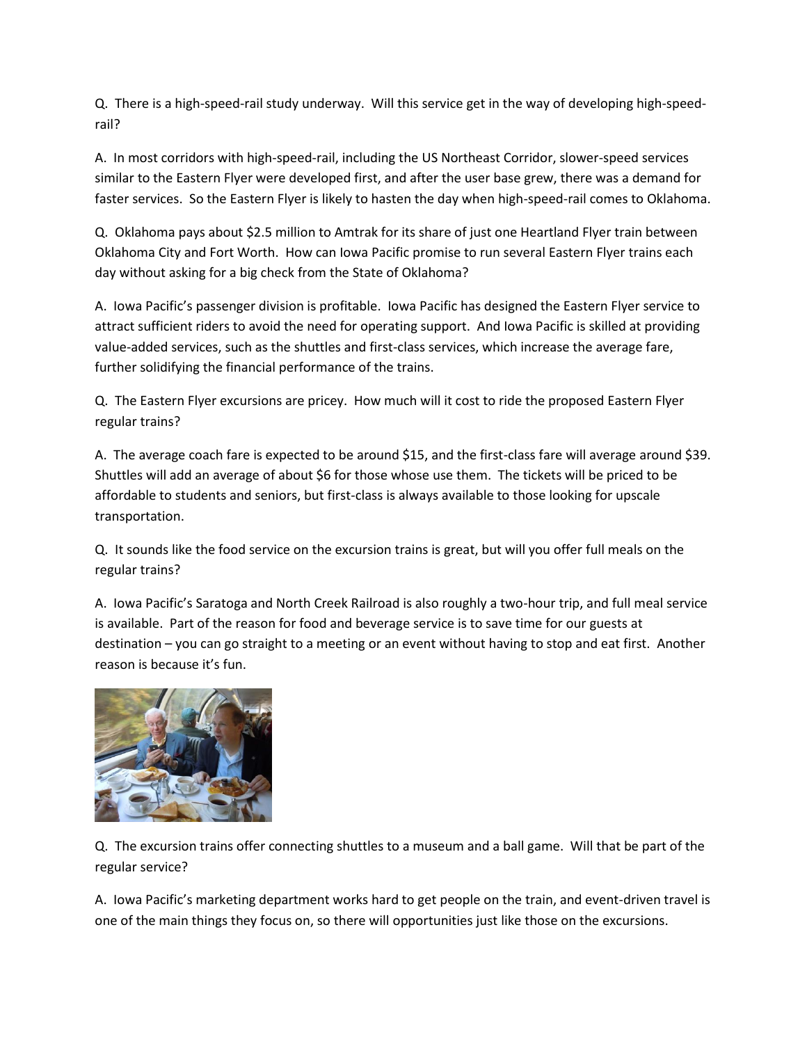Q. There is a high-speed-rail study underway. Will this service get in the way of developing high-speed-rail?

A. In most corridors with high-speed-rail, including the US Northeast Corridor, slower-speed services similar to the Eastern Flyer were developed first, and after the user base grew, there was a demand for faster services. So the Eastern Flyer is likely to hasten the day when high-speed-rail comes to Oklahoma.

Q. Oklahoma pays about $2.5 million to Amtrak for its share of just one Heartland Flyer train between Oklahoma City and Fort Worth. How can Iowa Pacific promise to run several Eastern Flyer trains each day without asking for a big check from the State of Oklahoma?

A. Iowa Pacific's passenger division is profitable. Iowa Pacific has designed the Eastern Flyer service to attract sufficient riders to avoid the need for operating support. And Iowa Pacific is skilled at providing value-added services, such as the shuttles and first-class services, which increase the average fare, further solidifying the financial performance of the trains.

Q. The Eastern Flyer excursions are pricey. How much will it cost to ride the proposed Eastern Flyer regular trains?

A. The average coach fare is expected to be around $15, and the first-class fare will average around $39. Shuttles will add an average of about $6 for those whose use them. The tickets will be priced to be affordable to students and seniors, but first-class is always available to those looking for upscale transportation.

Q. It sounds like the food service on the excursion trains is great, but will you offer full meals on the regular trains?

A. Iowa Pacific's Saratoga and North Creek Railroad is also roughly a two-hour trip, and full meal service is available. Part of the reason for food and beverage service is to save time for our guests at destination – you can go straight to a meeting or an event without having to stop and eat first. Another reason is because it's fun.

Q. The excursion trains offer connecting shuttles to a museum and a ball game. Will that be part of the regular service?

A. Iowa Pacific's marketing department works hard to get people on the train, and event-driven travel is one of the main things they focus on, so there will opportunities just like those on the excursions.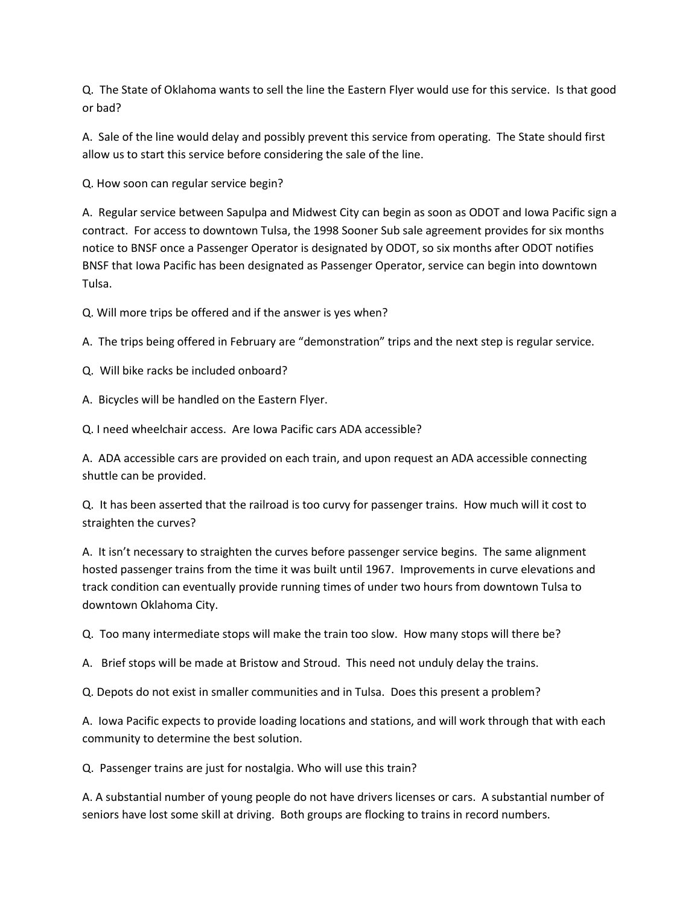Q. The State of Oklahoma wants to sell the line the Eastern Flyer would use for this service. Is that good or bad?

A. Sale of the line would delay and possibly prevent this service from operating. The State should first allow us to start this service before considering the sale of the line.

Q. How soon can regular service begin?

A. Regular service between Sapulpa and Midwest City can begin as soon as ODOT and Iowa Pacific sign a contract. For access to downtown Tulsa, the 1998 Sooner Sub sale agreement provides for six months notice to BNSF once a Passenger Operator is designated by ODOT, so six months after ODOT notifies BNSF that Iowa Pacific has been designated as Passenger Operator, service can begin into downtown Tulsa.

Q. Will more trips be offered and if the answer is yes when?

A. The trips being offered in February are "demonstration" trips and the next step is regular service.

Q. Will bike racks be included onboard?

A. Bicycles will be handled on the Eastern Flyer.

Q. I need wheelchair access. Are Iowa Pacific cars ADA accessible?

A. ADA accessible cars are provided on each train, and upon request an ADA accessible connecting shuttle can be provided.

Q. It has been asserted that the railroad is too curvy for passenger trains. How much will it cost to straighten the curves?

A. It isn't necessary to straighten the curves before passenger service begins. The same alignment hosted passenger trains from the time it was built until 1967. Improvements in curve elevations and track condition can eventually provide running times of under two hours from downtown Tulsa to downtown Oklahoma City.

Q. Too many intermediate stops will make the train too slow. How many stops will there be?

A. Brief stops will be made at Bristow and Stroud. This need not unduly delay the trains.

Q. Depots do not exist in smaller communities and in Tulsa. Does this present a problem?

A. Iowa Pacific expects to provide loading locations and stations, and will work through that with each community to determine the best solution.

Q. Passenger trains are just for nostalgia. Who will use this train?

A. A substantial number of young people do not have drivers licenses or cars. A substantial number of seniors have lost some skill at driving. Both groups are flocking to trains in record numbers.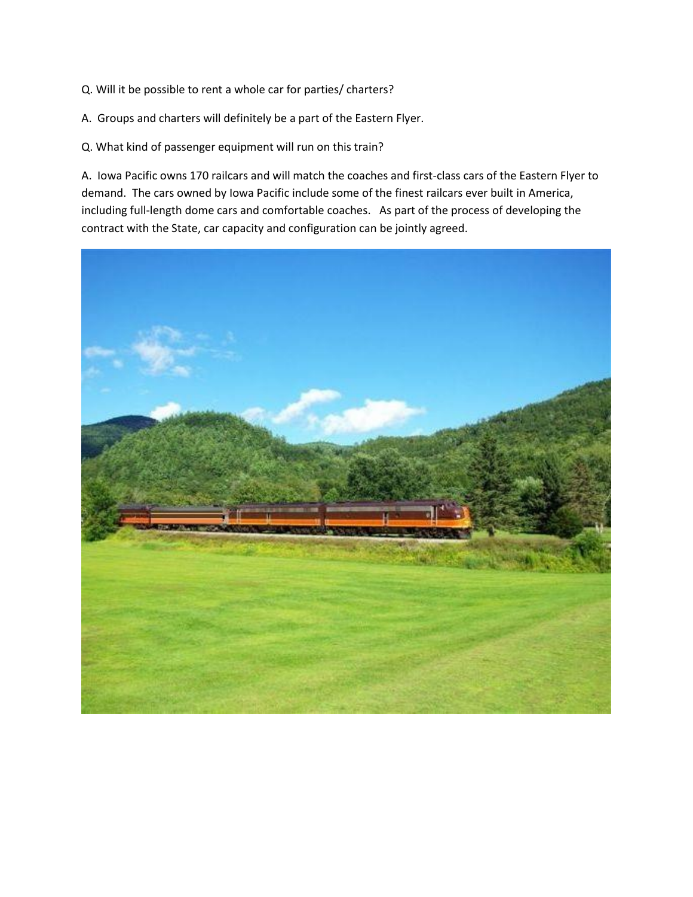Q. Will it be possible to rent a whole car for parties/ charters?

A. Groups and charters will definitely be a part of the Eastern Flyer.

Q. What kind of passenger equipment will run on this train?

A. Iowa Pacific owns 170 railcars and will match the coaches and first-class cars of the Eastern Flyer to demand. The cars owned by Iowa Pacific include some of the finest railcars ever built in America, including full-length dome cars and comfortable coaches. As part of the process of developing the contract with the State, car capacity and configuration can be jointly agreed.